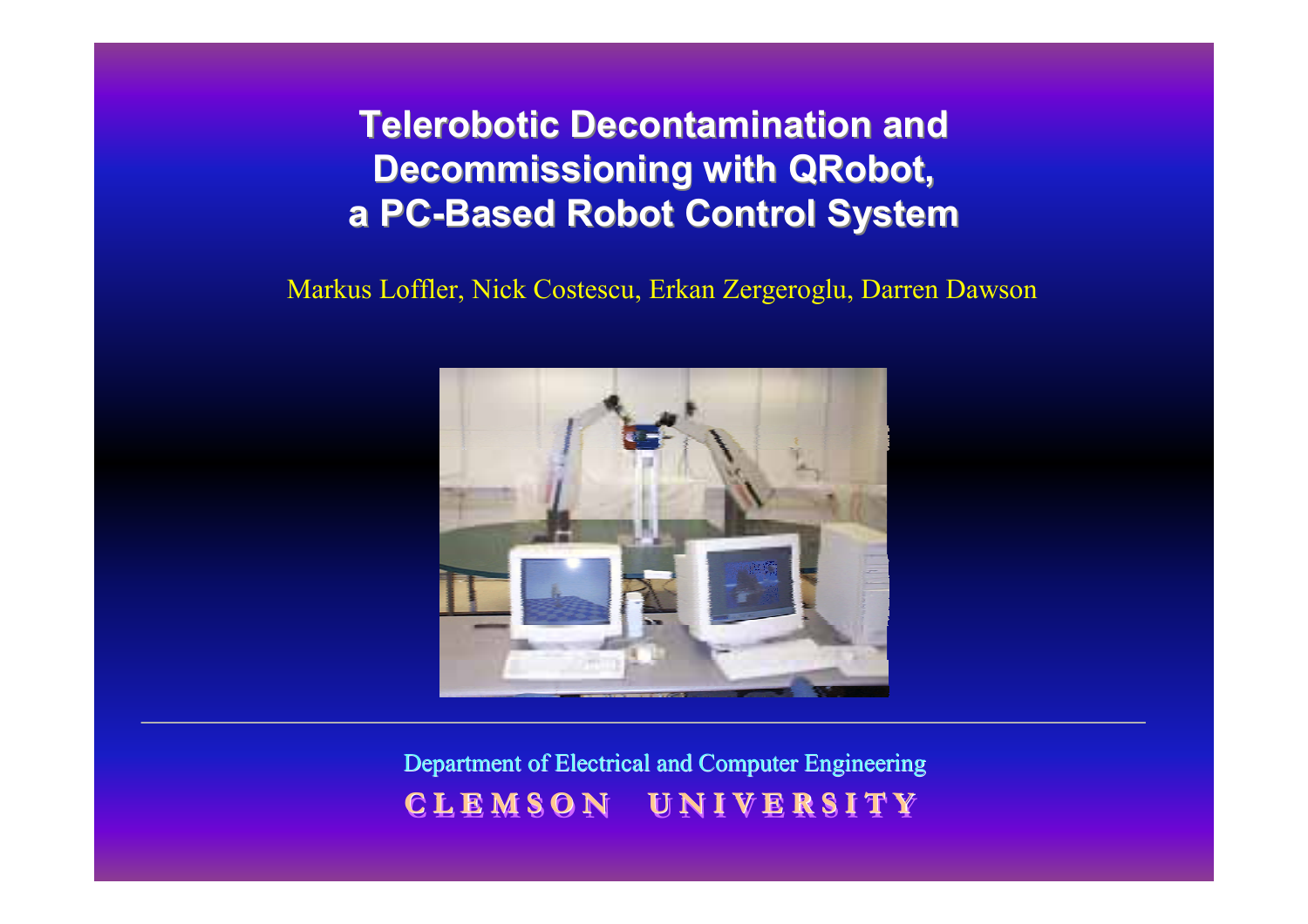# Telerobotic Decontamination and Decommissioning with QRobot, a PC-Based Robot Control System

Markus Loffler, Nick Costescu, Erkan Zergeroglu, Darren Dawson

Department of Electrical and Computer Engineering

CLEMSON UNIVERSITY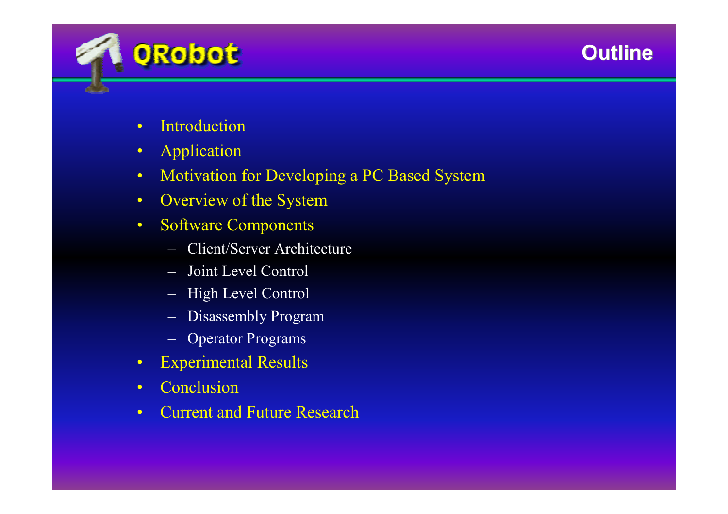# Outline

- Introduction
- Application
- Motivation for Developing a PC Based System
- Overview of the System
- Software Components
  - Client/Server Architecture
  - Joint Level Control
  - High Level Control
  - Disassembly Program
  - Operator Programs
- Experimental Results
- Conclusion
- Current and Future Research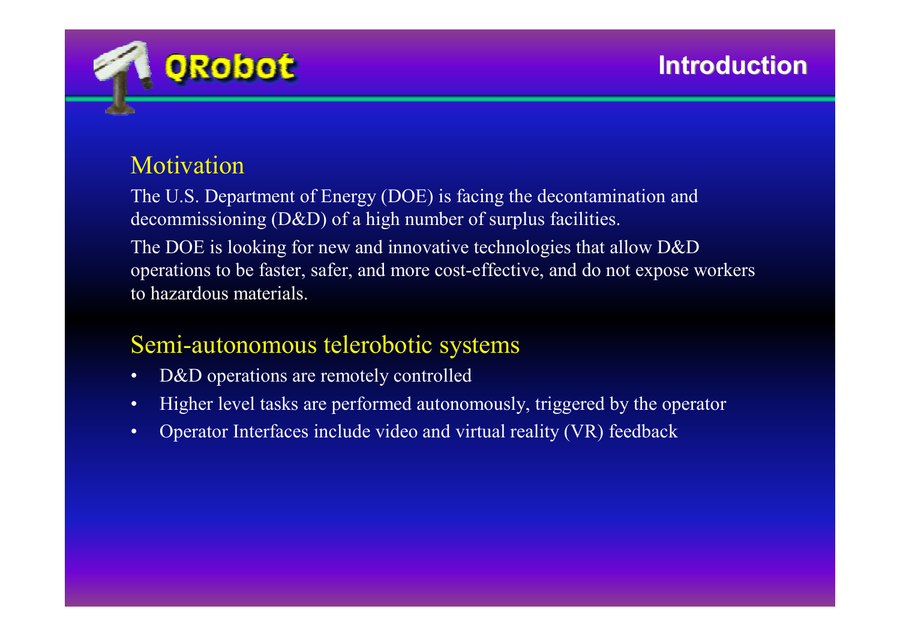# Introduction

## Motivation

The U.S. Department of Energy (DOE) is facing the decontamination and decommissioning (D&D) of a high number of surplus facilities.

The DOE is looking for new and innovative technologies that allow D&D operations to be faster, safer, and more cost-effective, and do not expose workers to hazardous materials.

## Semi-autonomous telerobotic systems

- D&D operations are remotely controlled
- Higher level tasks are performed autonomously, triggered by the operator
- Operator Interfaces include video and virtual reality (VR) feedback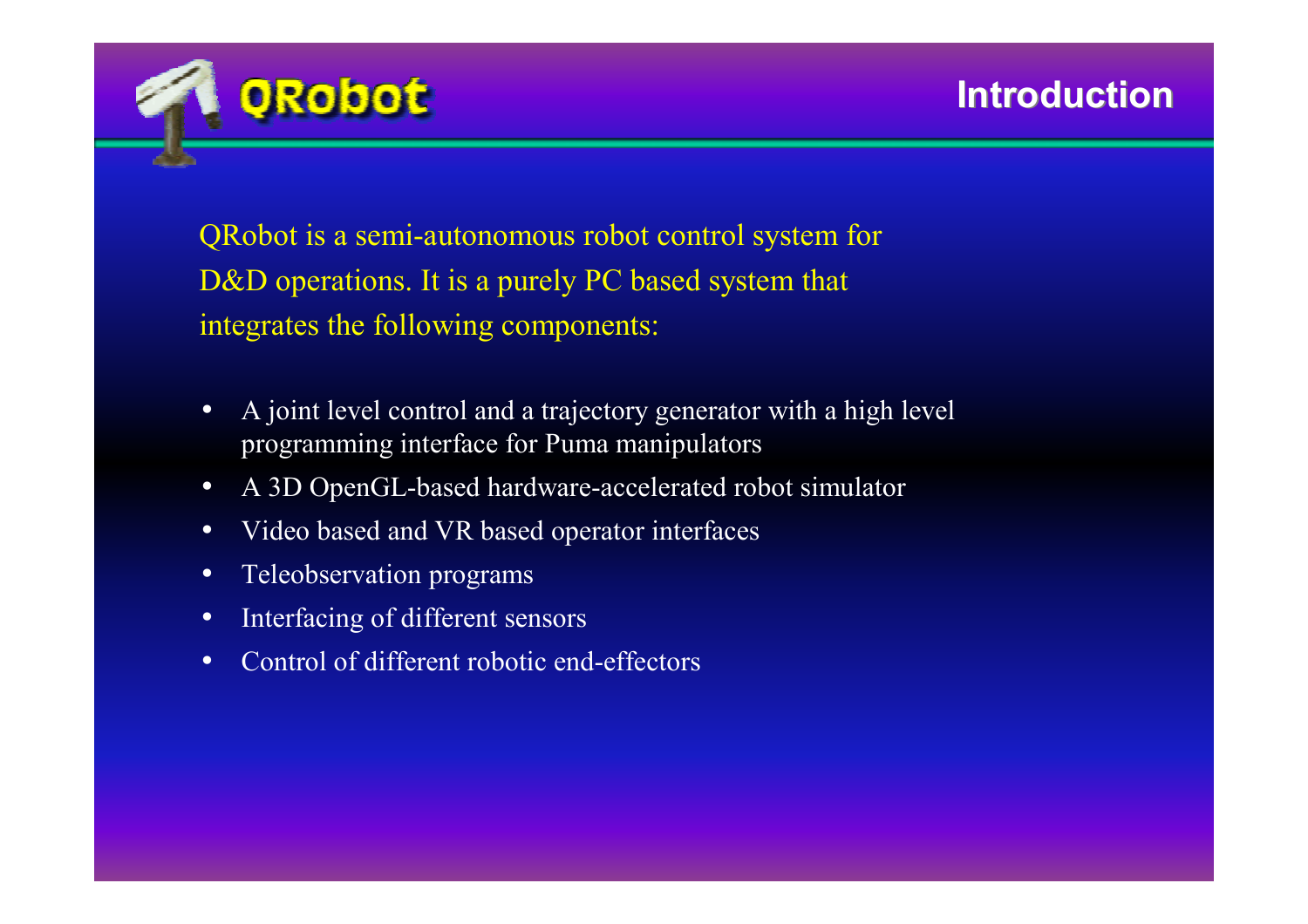# QRobot

## Introduction

QRobot is a semi-autonomous robot control system for D&D operations. It is a purely PC based system that integrates the following components:

- A joint level control and a trajectory generator with a high level programming interface for Puma manipulators
- A 3D OpenGL-based hardware-accelerated robot simulator
- Video based and VR based operator interfaces
- Teleobservation programs
- Interfacing of different sensors
- Control of different robotic end-effectors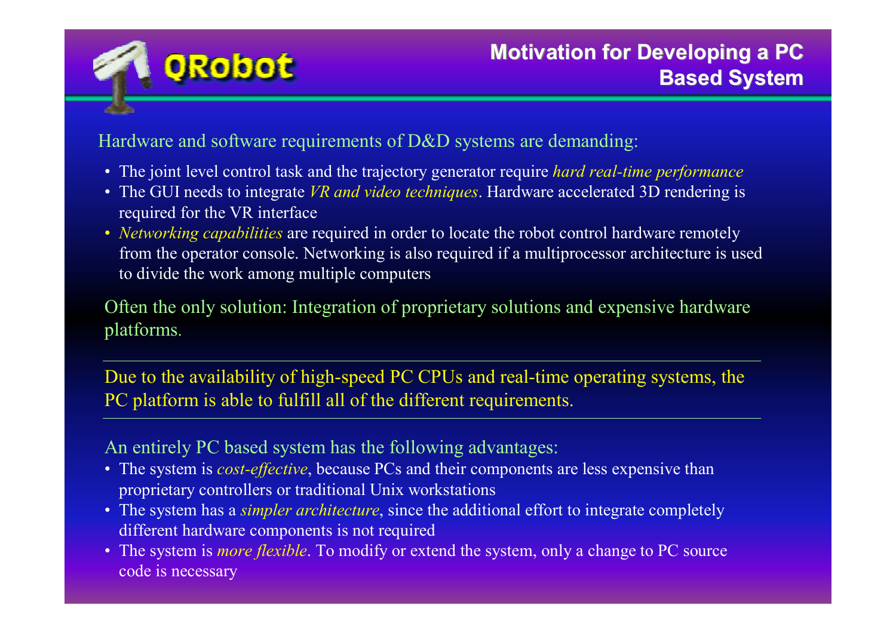# Motivation for Developing a PC Based System

Hardware and software requirements of D&D systems are demanding:

- The joint level control task and the trajectory generator require *hard real-time performance*
- The GUI needs to integrate *VR and video techniques*. Hardware accelerated 3D rendering is required for the VR interface
- *Networking capabilities* are required in order to locate the robot control hardware remotely from the operator console. Networking is also required if a multiprocessor architecture is used to divide the work among multiple computers

Often the only solution: Integration of proprietary solutions and expensive hardware platforms.

---

Due to the availability of high-speed PC CPUs and real-time operating systems, the PC platform is able to fulfill all of the different requirements.

---

An entirely PC based system has the following advantages:

- The system is *cost-effective*, because PCs and their components are less expensive than proprietary controllers or traditional Unix workstations
- The system has a *simpler architecture*, since the additional effort to integrate completely different hardware components is not required
- The system is *more flexible*. To modify or extend the system, only a change to PC source code is necessary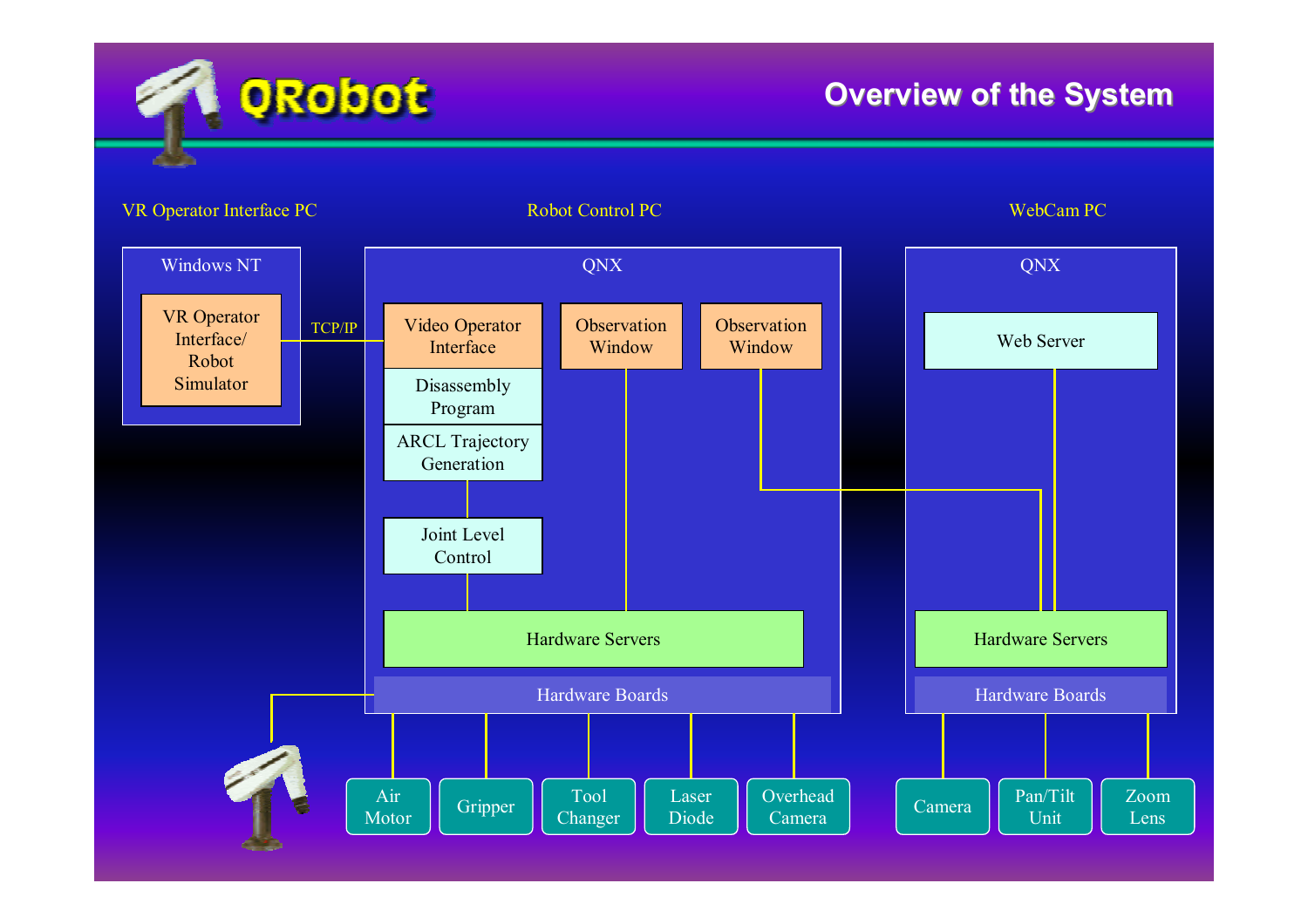# QRobot

## Overview of the System

**VR Operator Interface PC**

- Windows NT
  - VR Operator Interface/ Robot Simulator

TCP/IP

**Robot Control PC**

- QNX
  - Video Operator Interface
  - Disassembly Program
  - ARCL Trajectory Generation
  - Joint Level Control
  - Observation Window
  - Observation Window
  - Hardware Servers
  - Hardware Boards

Air Motor | Gripper | Tool Changer | Laser Diode | Overhead Camera

**WebCam PC**

- QNX
  - Web Server
  - Hardware Servers
  - Hardware Boards

Camera | Pan/Tilt Unit | Zoom Lens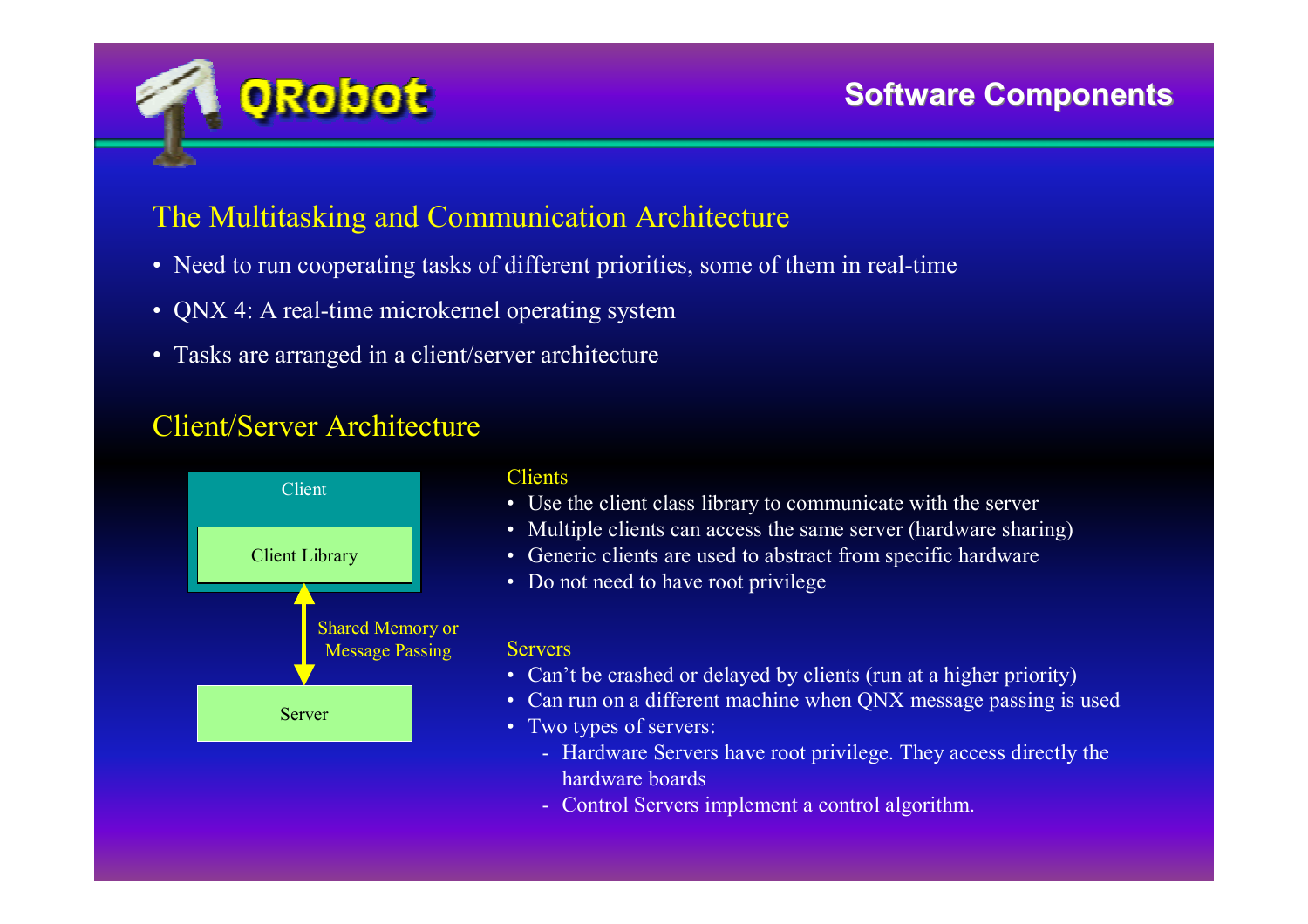# Software Components

## The Multitasking and Communication Architecture

- Need to run cooperating tasks of different priorities, some of them in real-time
- QNX 4: A real-time microkernel operating system
- Tasks are arranged in a client/server architecture

## Client/Server Architecture

Client

Client Library

Shared Memory or Message Passing

Server

### Clients

- Use the client class library to communicate with the server
- Multiple clients can access the same server (hardware sharing)
- Generic clients are used to abstract from specific hardware
- Do not need to have root privilege

### Servers

- Can't be crashed or delayed by clients (run at a higher priority)
- Can run on a different machine when QNX message passing is used
- Two types of servers:
  - Hardware Servers have root privilege. They access directly the hardware boards
  - Control Servers implement a control algorithm.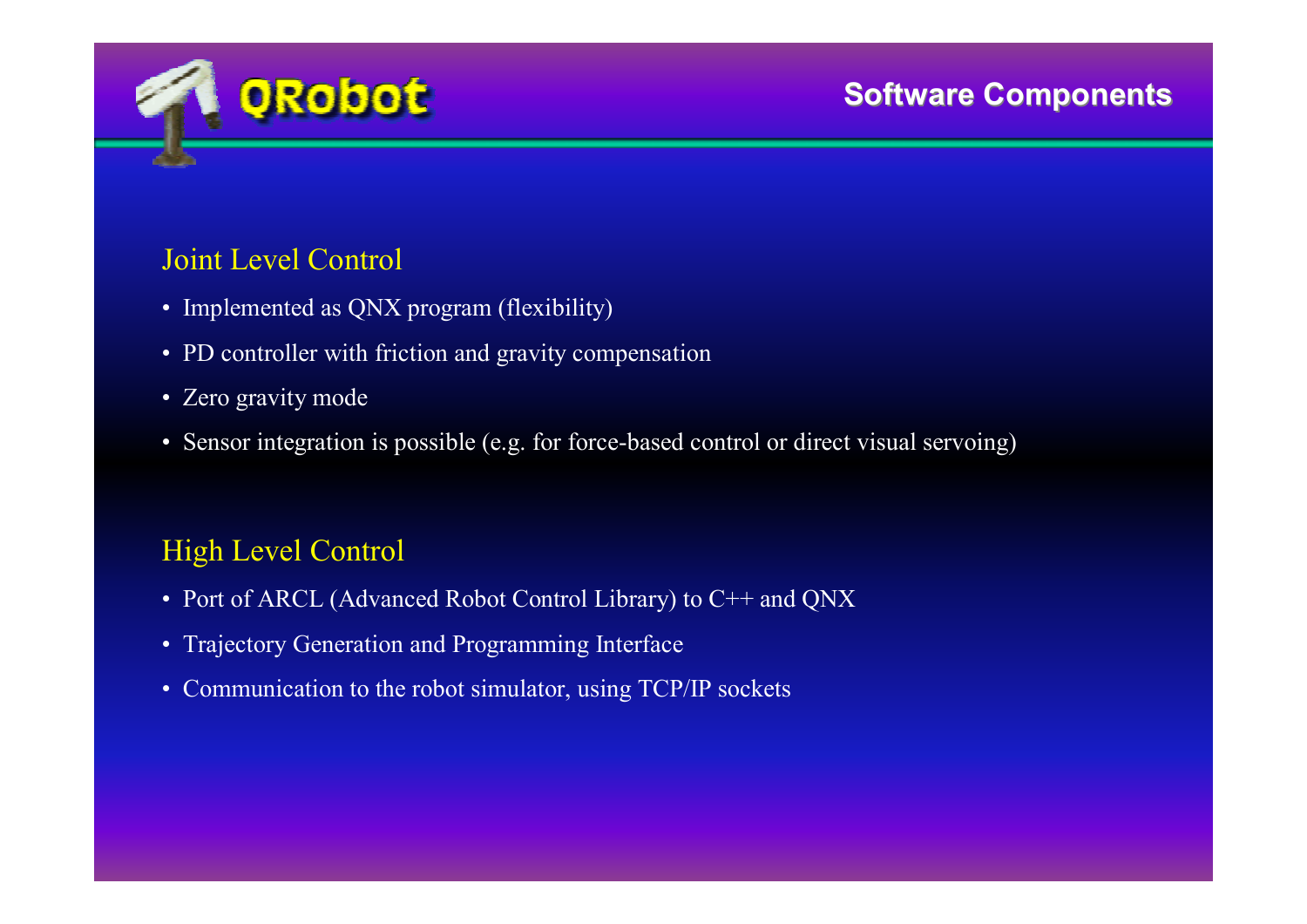# Software Components

## Joint Level Control

- Implemented as QNX program (flexibility)
- PD controller with friction and gravity compensation
- Zero gravity mode
- Sensor integration is possible (e.g. for force-based control or direct visual servoing)

## High Level Control

- Port of ARCL (Advanced Robot Control Library) to C++ and QNX
- Trajectory Generation and Programming Interface
- Communication to the robot simulator, using TCP/IP sockets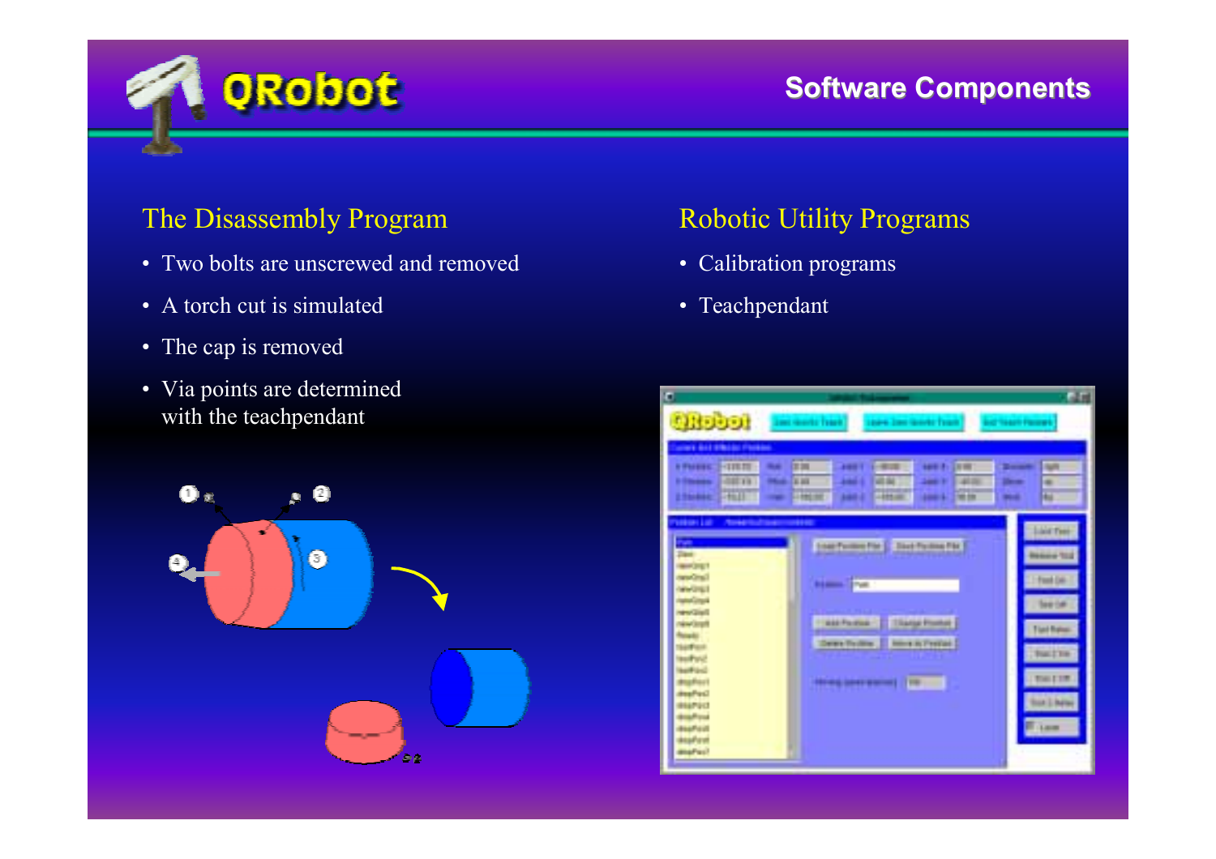## Software Components

### The Disassembly Program

- Two bolts are unscrewed and removed
- A torch cut is simulated
- The cap is removed
- Via points are determined with the teachpendant

### Robotic Utility Programs

- Calibration programs
- Teachpendant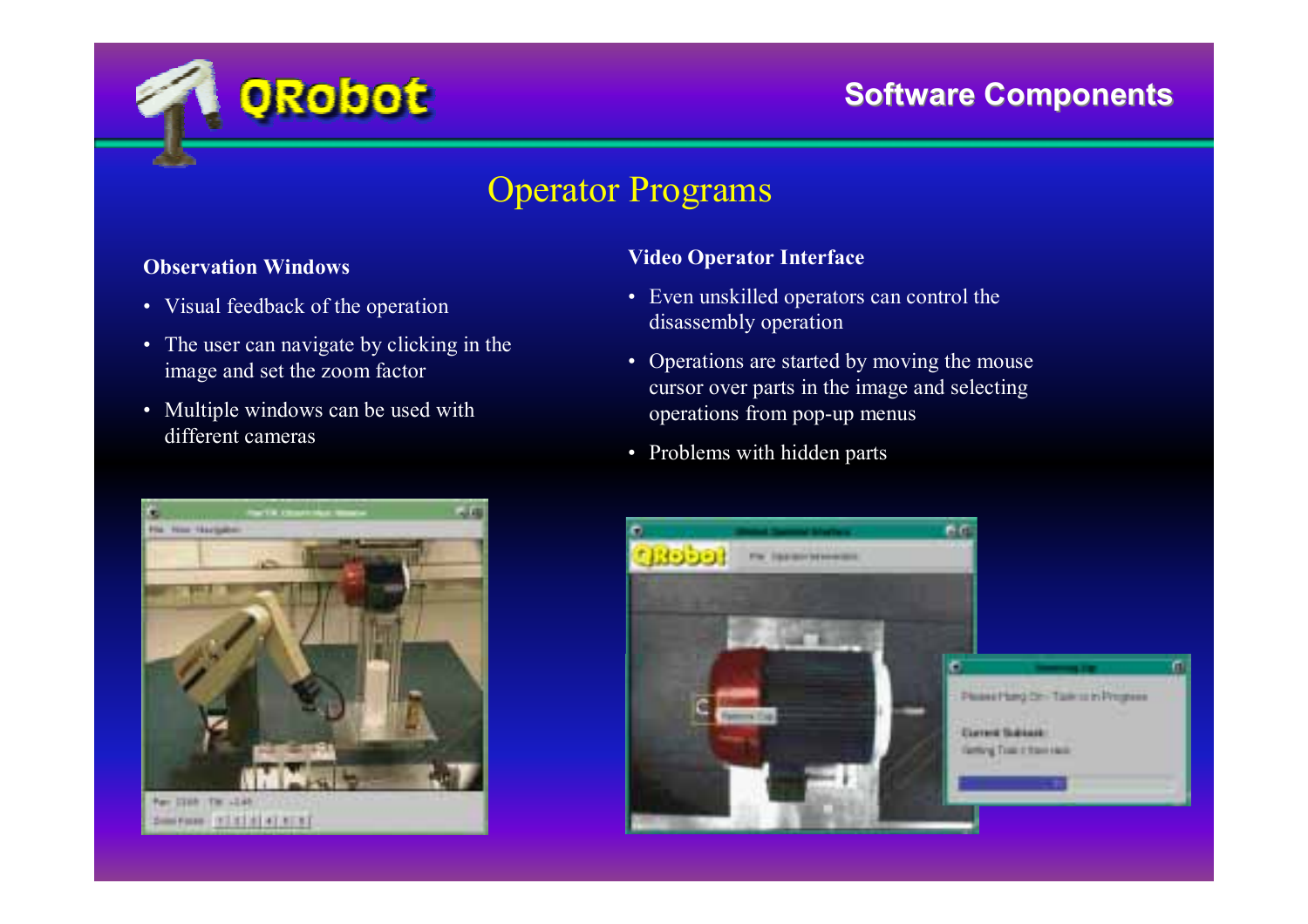## Software Components

# Operator Programs

### Observation Windows

- Visual feedback of the operation
- The user can navigate by clicking in the image and set the zoom factor
- Multiple windows can be used with different cameras

### Video Operator Interface

- Even unskilled operators can control the disassembly operation
- Operations are started by moving the mouse cursor over parts in the image and selecting operations from pop-up menus
- Problems with hidden parts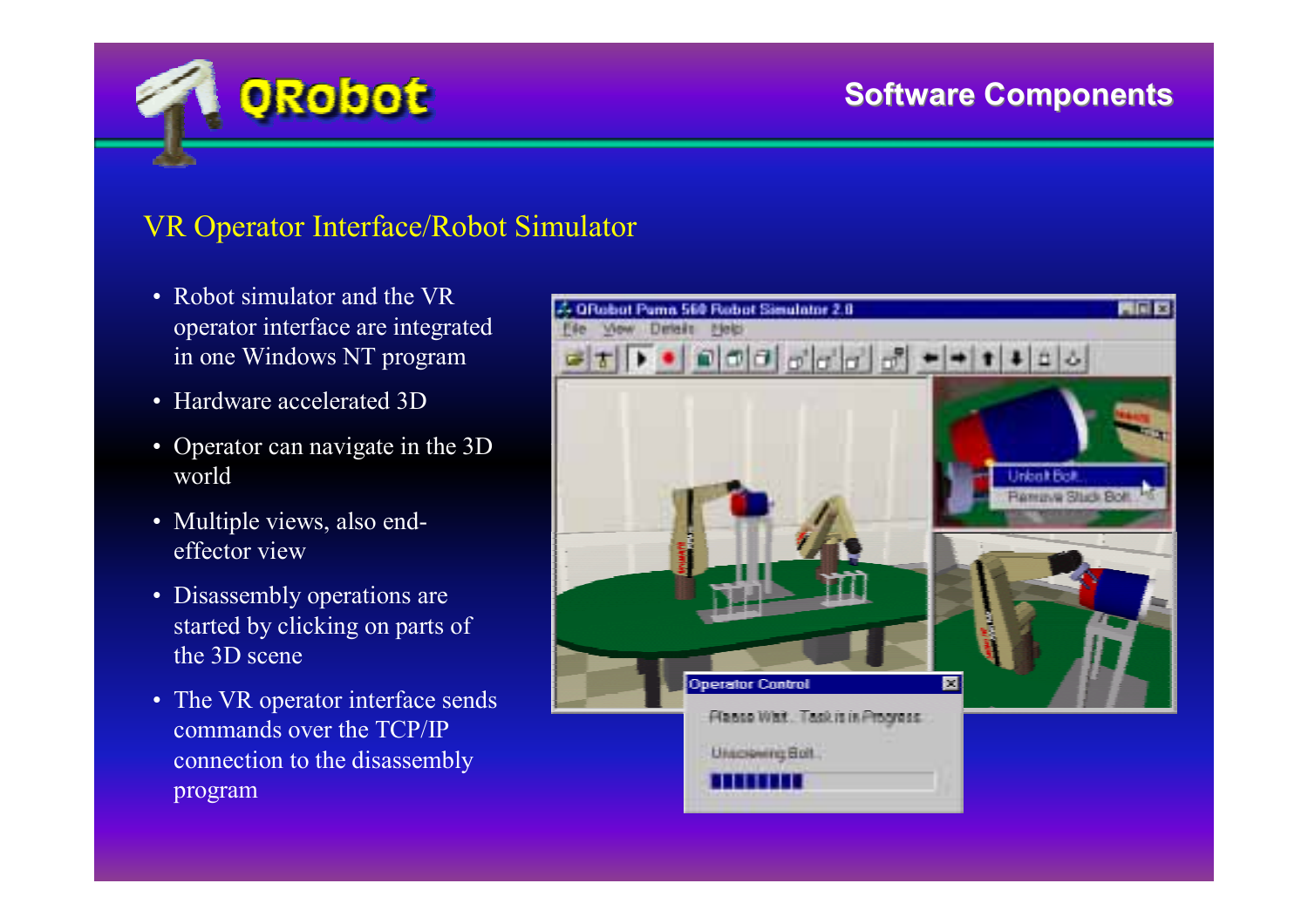# QRobot

## Software Components

### VR Operator Interface/Robot Simulator

- Robot simulator and the VR operator interface are integrated in one Windows NT program
- Hardware accelerated 3D
- Operator can navigate in the 3D world
- Multiple views, also end-effector view
- Disassembly operations are started by clicking on parts of the 3D scene
- The VR operator interface sends commands over the TCP/IP connection to the disassembly program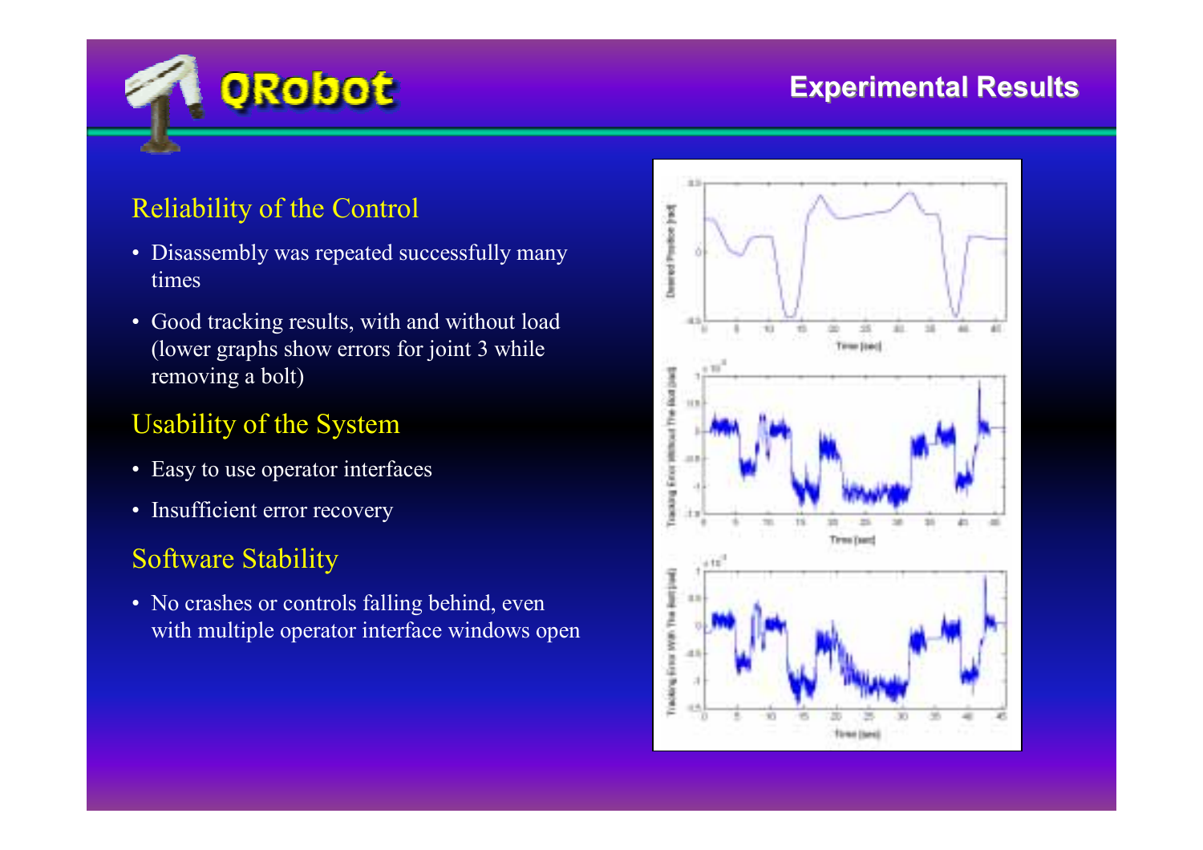# Experimental Results

## Reliability of the Control

- Disassembly was repeated successfully many times
- Good tracking results, with and without load (lower graphs show errors for joint 3 while removing a bolt)

## Usability of the System

- Easy to use operator interfaces
- Insufficient error recovery

## Software Stability

- No crashes or controls falling behind, even with multiple operator interface windows open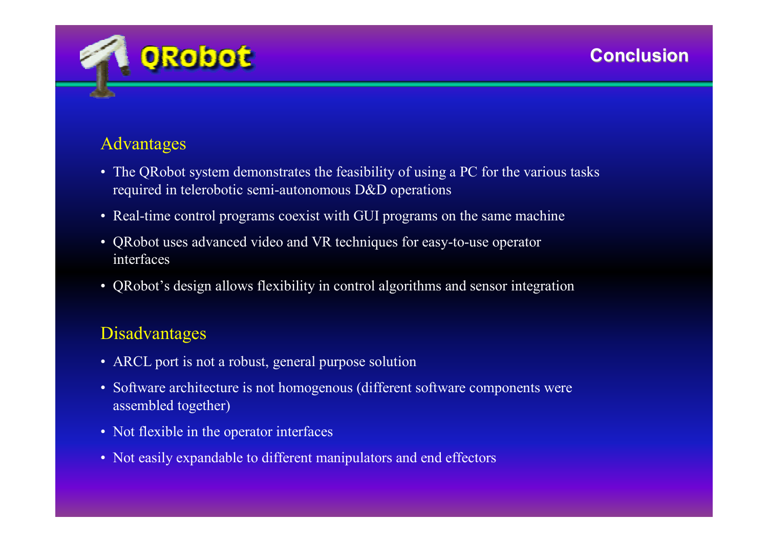# QRobot

## Conclusion

### Advantages

- The QRobot system demonstrates the feasibility of using a PC for the various tasks required in telerobotic semi-autonomous D&D operations
- Real-time control programs coexist with GUI programs on the same machine
- QRobot uses advanced video and VR techniques for easy-to-use operator interfaces
- QRobot's design allows flexibility in control algorithms and sensor integration

### Disadvantages

- ARCL port is not a robust, general purpose solution
- Software architecture is not homogenous (different software components were assembled together)
- Not flexible in the operator interfaces
- Not easily expandable to different manipulators and end effectors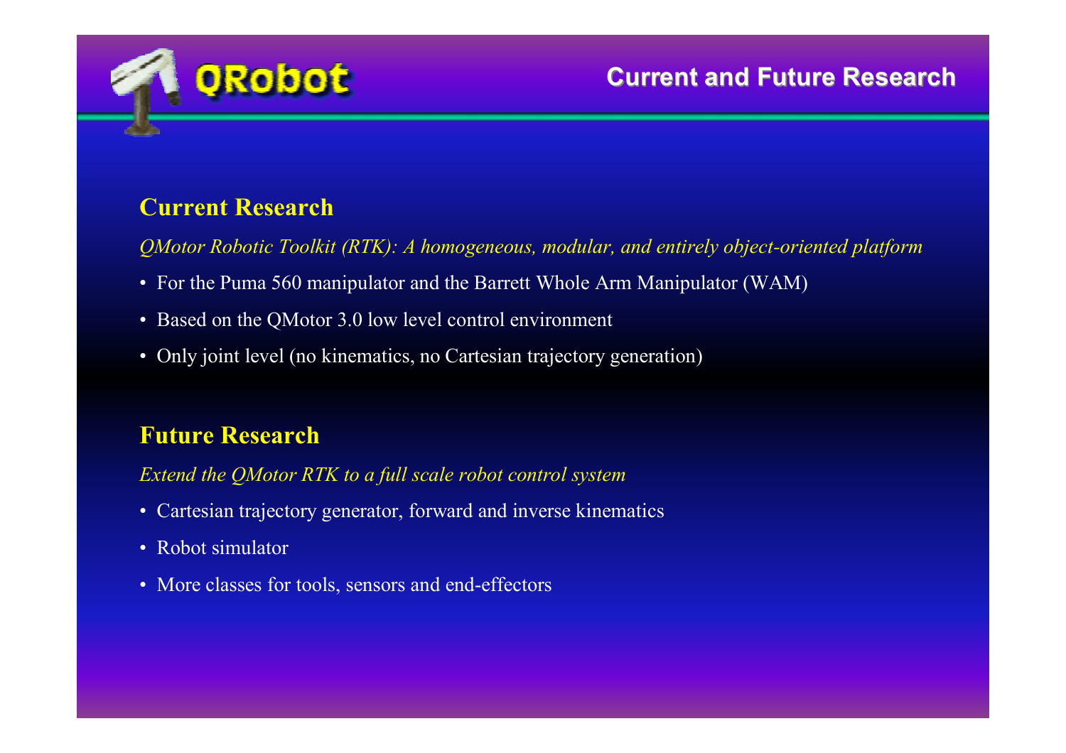QRobot

# Current and Future Research

## Current Research

*QMotor Robotic Toolkit (RTK): A homogeneous, modular, and entirely object-oriented platform*

- For the Puma 560 manipulator and the Barrett Whole Arm Manipulator (WAM)
- Based on the QMotor 3.0 low level control environment
- Only joint level (no kinematics, no Cartesian trajectory generation)

## Future Research

*Extend the QMotor RTK to a full scale robot control system*

- Cartesian trajectory generator, forward and inverse kinematics
- Robot simulator
- More classes for tools, sensors and end-effectors